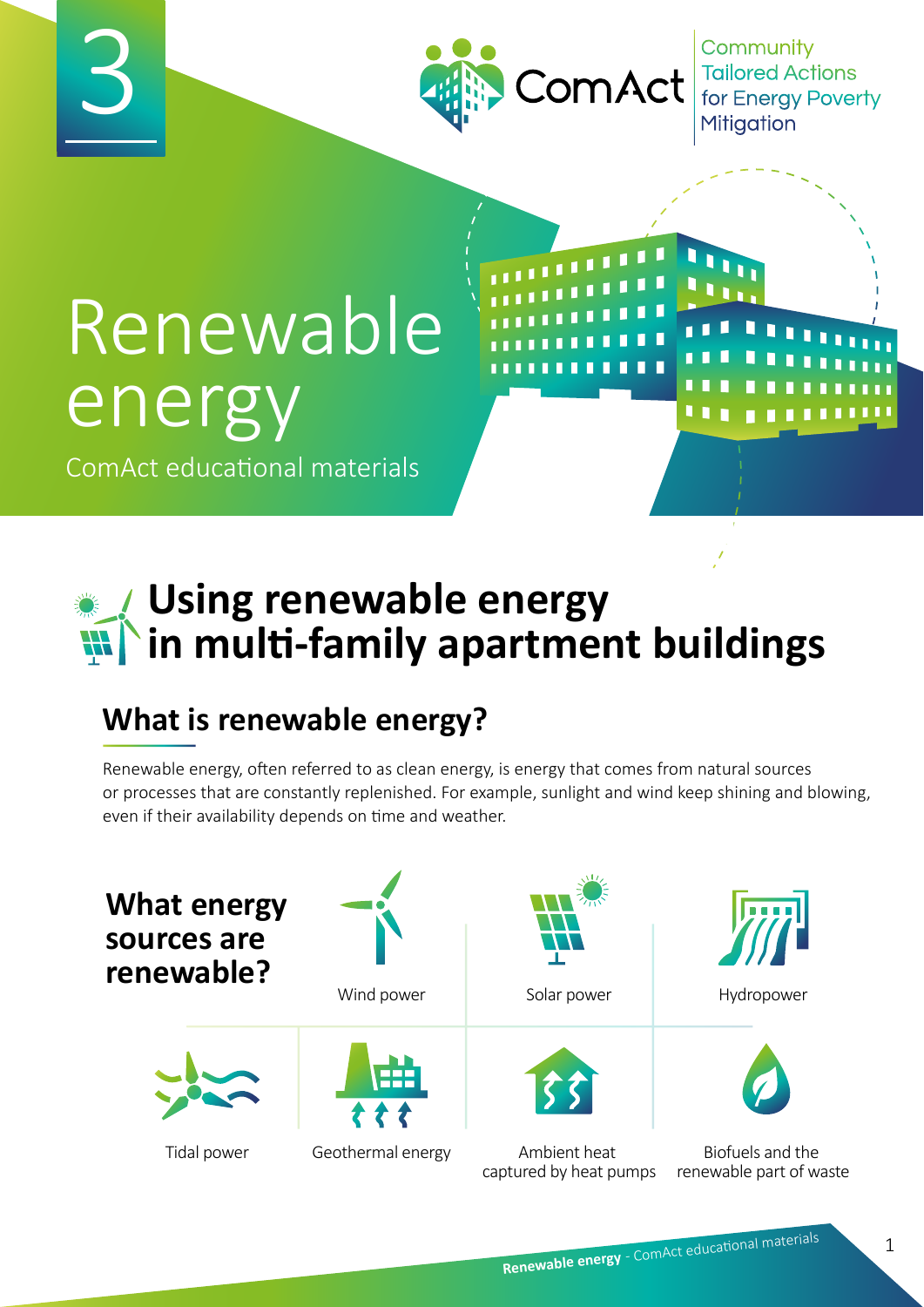3

ComAct — Community Tailored Actions for Energy Poverty Mitigation

# Renewable energy

ComAct educational materials

## Using renewable energy in multi-family apartment buildings

### What is renewable energy?

Renewable energy, often referred to as clean energy, is energy that comes from natural sources or processes that are constantly replenished. For example, sunlight and wind keep shining and blowing, even if their availability depends on time and weather.

### What energy sources are renewable?

- Wind power
- Solar power
- Hydropower
- Tidal power
- Geothermal energy
- Ambient heat captured by heat pumps
- Biofuels and the renewable part of waste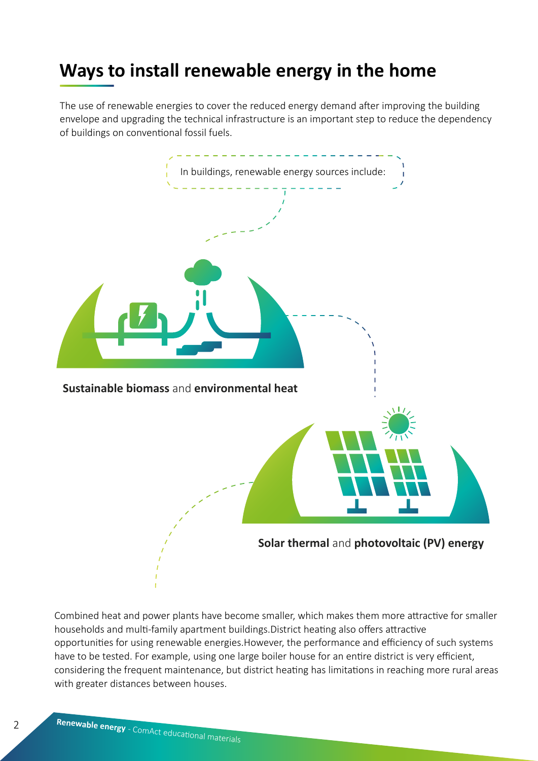# Ways to install renewable energy in the home

The use of renewable energies to cover the reduced energy demand after improving the building envelope and upgrading the technical infrastructure is an important step to reduce the dependency of buildings on conventional fossil fuels.

In buildings, renewable energy sources include:

**Sustainable biomass** and **environmental heat**

**Solar thermal** and **photovoltaic (PV) energy**

Combined heat and power plants have become smaller, which makes them more attractive for smaller households and multi-family apartment buildings.District heating also offers attractive opportunities for using renewable energies.However, the performance and efficiency of such systems have to be tested. For example, using one large boiler house for an entire district is very efficient, considering the frequent maintenance, but district heating has limitations in reaching more rural areas with greater distances between houses.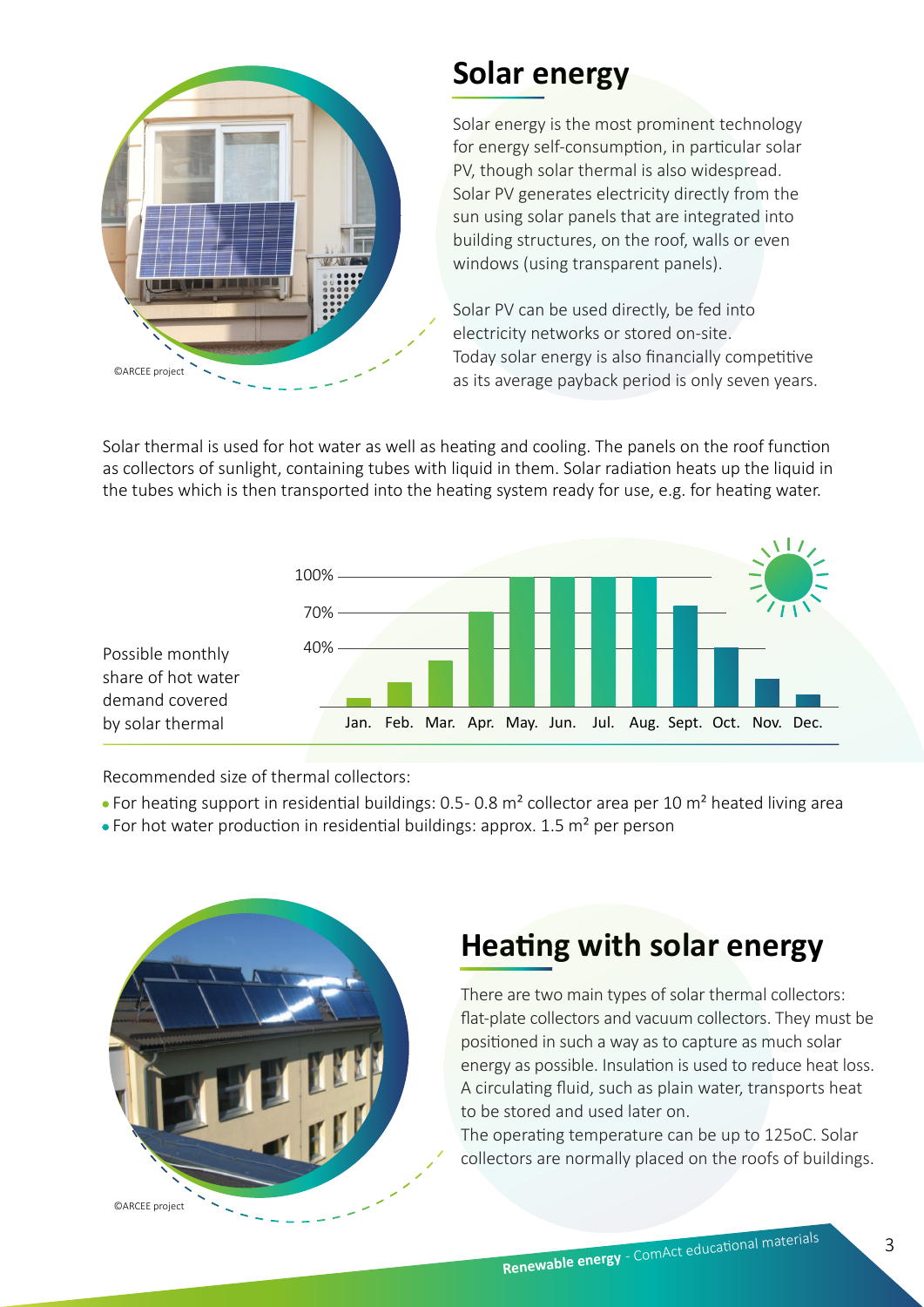## Solar energy

Solar energy is the most prominent technology for energy self-consumption, in particular solar PV, though solar thermal is also widespread. Solar PV generates electricity directly from the sun using solar panels that are integrated into building structures, on the roof, walls or even windows (using transparent panels).

Solar PV can be used directly, be fed into electricity networks or stored on-site. Today solar energy is also financially competitive as its average payback period is only seven years.

©ARCEE project

Solar thermal is used for hot water as well as heating and cooling. The panels on the roof function as collectors of sunlight, containing tubes with liquid in them. Solar radiation heats up the liquid in the tubes which is then transported into the heating system ready for use, e.g. for heating water.

Possible monthly share of hot water demand covered by solar thermal

100%
70%
40%

Jan. Feb. Mar. Apr. May. Jun. Jul. Aug. Sept. Oct. Nov. Dec.

Recommended size of thermal collectors:

- For heating support in residential buildings: 0.5- 0.8 m² collector area per 10 m² heated living area
- For hot water production in residential buildings: approx. 1.5 m² per person

## Heating with solar energy

There are two main types of solar thermal collectors: flat-plate collectors and vacuum collectors. They must be positioned in such a way as to capture as much solar energy as possible. Insulation is used to reduce heat loss. A circulating fluid, such as plain water, transports heat to be stored and used later on.

The operating temperature can be up to 125oC. Solar collectors are normally placed on the roofs of buildings.

©ARCEE project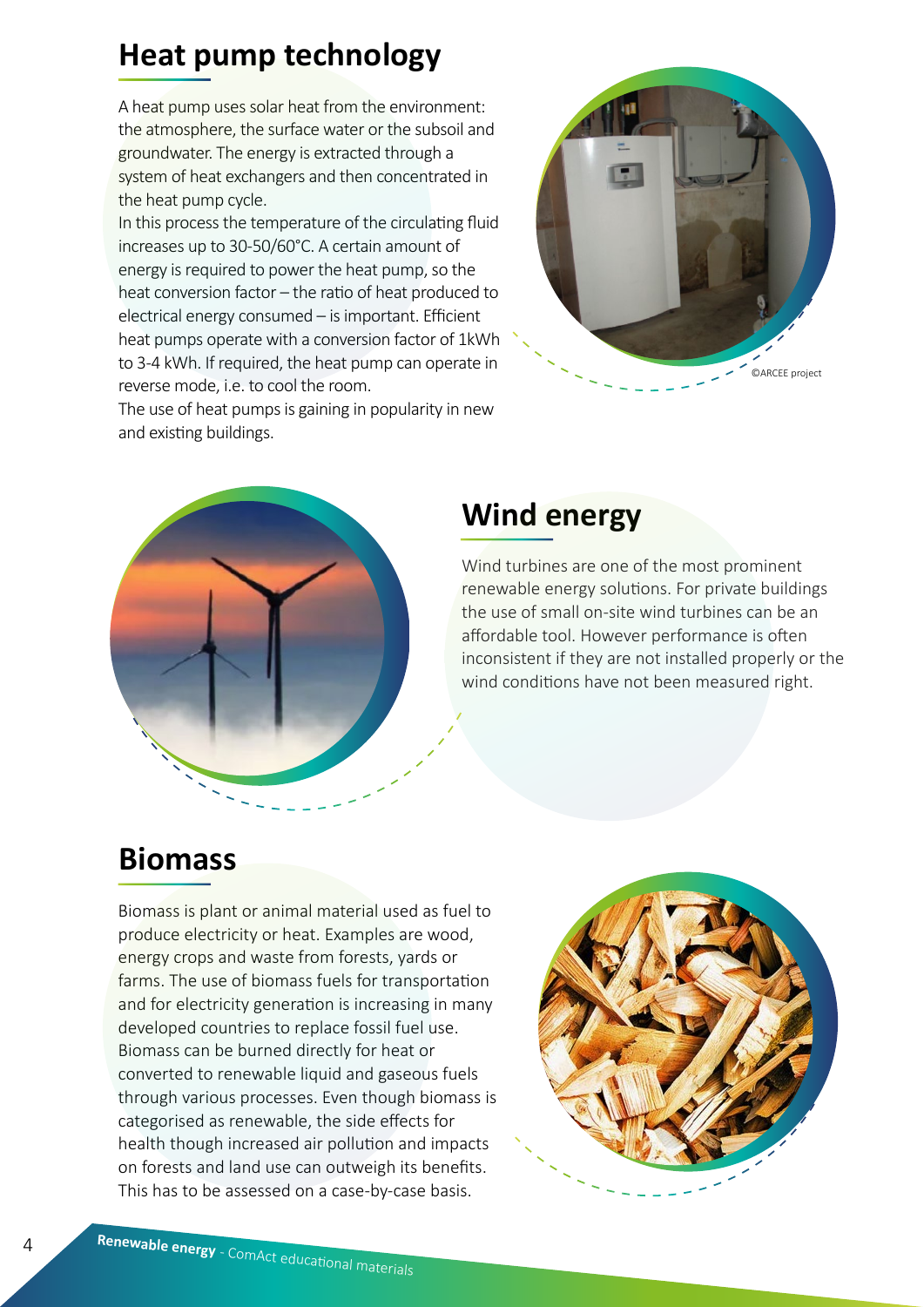## Heat pump technology

A heat pump uses solar heat from the environment: the atmosphere, the surface water or the subsoil and groundwater. The energy is extracted through a system of heat exchangers and then concentrated in the heat pump cycle.
In this process the temperature of the circulating fluid increases up to 30-50/60°C. A certain amount of energy is required to power the heat pump, so the heat conversion factor – the ratio of heat produced to electrical energy consumed – is important. Efficient heat pumps operate with a conversion factor of 1kWh to 3-4 kWh. If required, the heat pump can operate in reverse mode, i.e. to cool the room.
The use of heat pumps is gaining in popularity in new and existing buildings.

©ARCEE project

## Wind energy

Wind turbines are one of the most prominent renewable energy solutions. For private buildings the use of small on-site wind turbines can be an affordable tool. However performance is often inconsistent if they are not installed properly or the wind conditions have not been measured right.

## Biomass

Biomass is plant or animal material used as fuel to produce electricity or heat. Examples are wood, energy crops and waste from forests, yards or farms. The use of biomass fuels for transportation and for electricity generation is increasing in many developed countries to replace fossil fuel use. Biomass can be burned directly for heat or converted to renewable liquid and gaseous fuels through various processes. Even though biomass is categorised as renewable, the side effects for health though increased air pollution and impacts on forests and land use can outweigh its benefits. This has to be assessed on a case-by-case basis.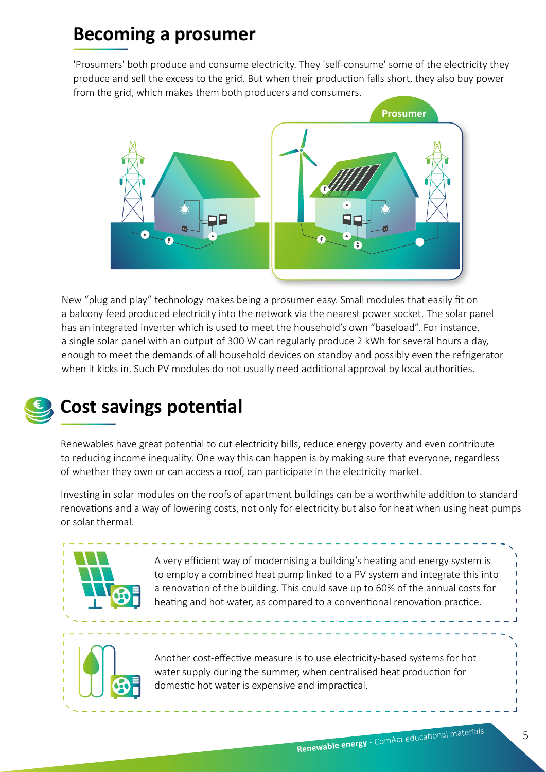## Becoming a prosumer

'Prosumers' both produce and consume electricity. They 'self-consume' some of the electricity they produce and sell the excess to the grid. But when their production falls short, they also buy power from the grid, which makes them both producers and consumers.

Prosumer

New “plug and play” technology makes being a prosumer easy. Small modules that easily fit on a balcony feed produced electricity into the network via the nearest power socket. The solar panel has an integrated inverter which is used to meet the household’s own “baseload”. For instance, a single solar panel with an output of 300 W can regularly produce 2 kWh for several hours a day, enough to meet the demands of all household devices on standby and possibly even the refrigerator when it kicks in. Such PV modules do not usually need additional approval by local authorities.

## Cost savings potential

Renewables have great potential to cut electricity bills, reduce energy poverty and even contribute to reducing income inequality. One way this can happen is by making sure that everyone, regardless of whether they own or can access a roof, can participate in the electricity market.

Investing in solar modules on the roofs of apartment buildings can be a worthwhile addition to standard renovations and a way of lowering costs, not only for electricity but also for heat when using heat pumps or solar thermal.

A very efficient way of modernising a building’s heating and energy system is to employ a combined heat pump linked to a PV system and integrate this into a renovation of the building. This could save up to 60% of the annual costs for heating and hot water, as compared to a conventional renovation practice.

Another cost-effective measure is to use electricity-based systems for hot water supply during the summer, when centralised heat production for domestic hot water is expensive and impractical.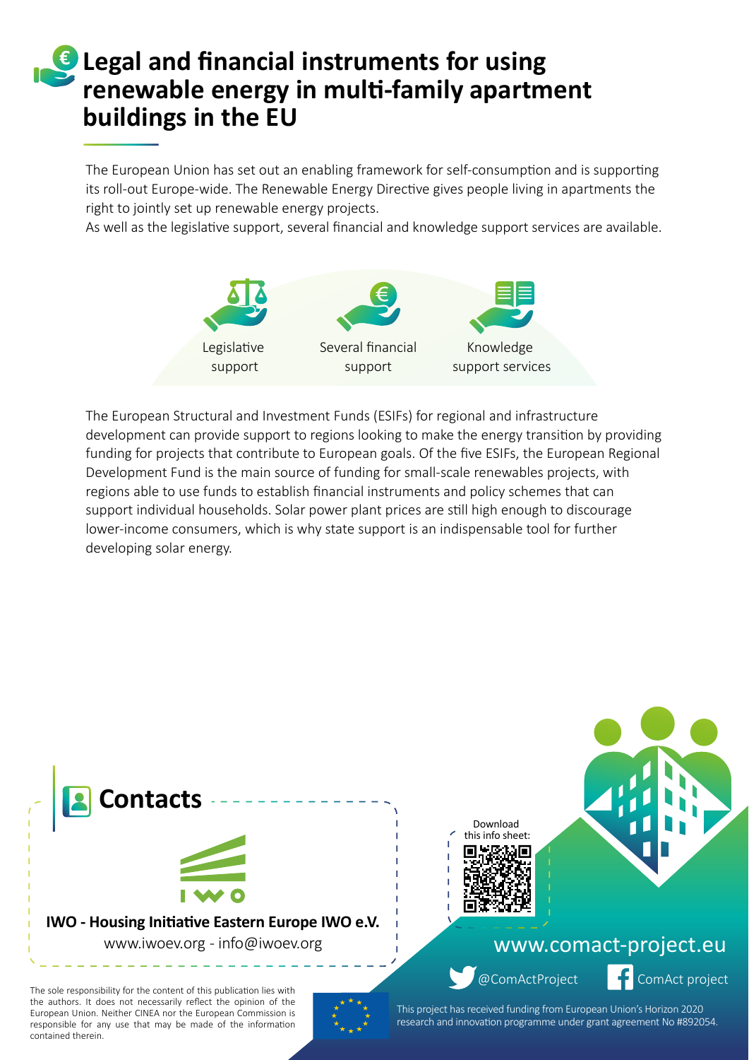# Legal and financial instruments for using renewable energy in multi-family apartment buildings in the EU

The European Union has set out an enabling framework for self-consumption and is supporting its roll-out Europe-wide. The Renewable Energy Directive gives people living in apartments the right to jointly set up renewable energy projects.

As well as the legislative support, several financial and knowledge support services are available.

Legislative support

Several financial support

Knowledge support services

The European Structural and Investment Funds (ESIFs) for regional and infrastructure development can provide support to regions looking to make the energy transition by providing funding for projects that contribute to European goals. Of the five ESIFs, the European Regional Development Fund is the main source of funding for small-scale renewables projects, with regions able to use funds to establish financial instruments and policy schemes that can support individual households. Solar power plant prices are still high enough to discourage lower-income consumers, which is why state support is an indispensable tool for further developing solar energy.

## Contacts

**IWO - Housing Initiative Eastern Europe IWO e.V.**

www.iwoev.org - info@iwoev.org

Download this info sheet:

www.comact-project.eu

@ComActProject

ComAct project

The sole responsibility for the content of this publication lies with the authors. It does not necessarily reflect the opinion of the European Union. Neither CINEA nor the European Commission is responsible for any use that may be made of the information contained therein.

This project has received funding from European Union's Horizon 2020 research and innovation programme under grant agreement No #892054.